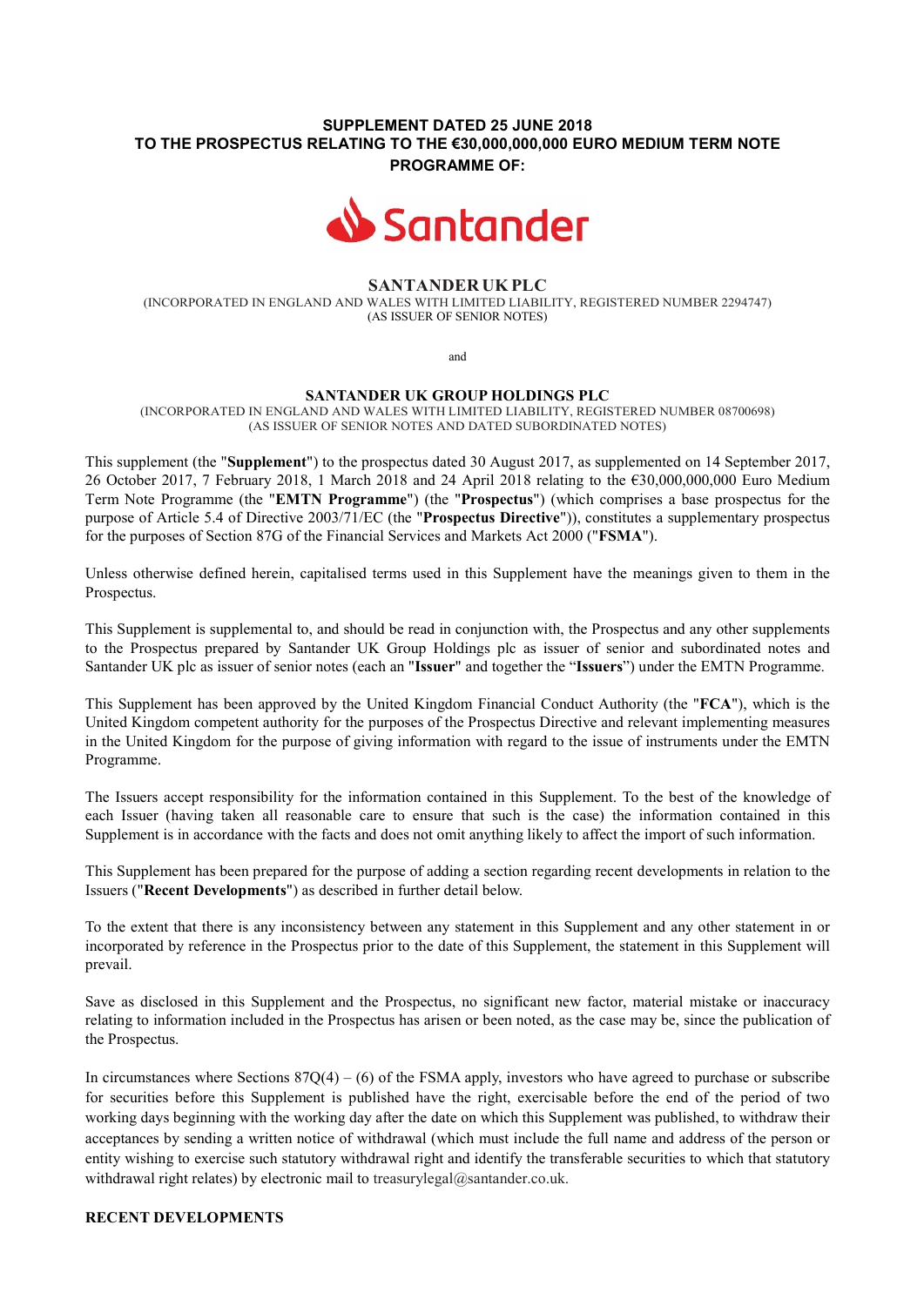**SUPPLEMENT DATED 25 JUNE 2018**
**TO THE PROSPECTUS RELATING TO THE €30,000,000,000 EURO MEDIUM TERM NOTE PROGRAMME OF:**

Santander

**SANTANDER UK PLC**
(INCORPORATED IN ENGLAND AND WALES WITH LIMITED LIABILITY, REGISTERED NUMBER 2294747)
(AS ISSUER OF SENIOR NOTES)

and

**SANTANDER UK GROUP HOLDINGS PLC**
(INCORPORATED IN ENGLAND AND WALES WITH LIMITED LIABILITY, REGISTERED NUMBER 08700698)
(AS ISSUER OF SENIOR NOTES AND DATED SUBORDINATED NOTES)

This supplement (the "**Supplement**") to the prospectus dated 30 August 2017, as supplemented on 14 September 2017, 26 October 2017, 7 February 2018, 1 March 2018 and 24 April 2018 relating to the €30,000,000,000 Euro Medium Term Note Programme (the "**EMTN Programme**") (the "**Prospectus**") (which comprises a base prospectus for the purpose of Article 5.4 of Directive 2003/71/EC (the "**Prospectus Directive**")), constitutes a supplementary prospectus for the purposes of Section 87G of the Financial Services and Markets Act 2000 ("**FSMA**").

Unless otherwise defined herein, capitalised terms used in this Supplement have the meanings given to them in the Prospectus.

This Supplement is supplemental to, and should be read in conjunction with, the Prospectus and any other supplements to the Prospectus prepared by Santander UK Group Holdings plc as issuer of senior and subordinated notes and Santander UK plc as issuer of senior notes (each an "**Issuer**" and together the "**Issuers**") under the EMTN Programme.

This Supplement has been approved by the United Kingdom Financial Conduct Authority (the "**FCA**"), which is the United Kingdom competent authority for the purposes of the Prospectus Directive and relevant implementing measures in the United Kingdom for the purpose of giving information with regard to the issue of instruments under the EMTN Programme.

The Issuers accept responsibility for the information contained in this Supplement. To the best of the knowledge of each Issuer (having taken all reasonable care to ensure that such is the case) the information contained in this Supplement is in accordance with the facts and does not omit anything likely to affect the import of such information.

This Supplement has been prepared for the purpose of adding a section regarding recent developments in relation to the Issuers ("**Recent Developments**") as described in further detail below.

To the extent that there is any inconsistency between any statement in this Supplement and any other statement in or incorporated by reference in the Prospectus prior to the date of this Supplement, the statement in this Supplement will prevail.

Save as disclosed in this Supplement and the Prospectus, no significant new factor, material mistake or inaccuracy relating to information included in the Prospectus has arisen or been noted, as the case may be, since the publication of the Prospectus.

In circumstances where Sections 87Q(4) – (6) of the FSMA apply, investors who have agreed to purchase or subscribe for securities before this Supplement is published have the right, exercisable before the end of the period of two working days beginning with the working day after the date on which this Supplement was published, to withdraw their acceptances by sending a written notice of withdrawal (which must include the full name and address of the person or entity wishing to exercise such statutory withdrawal right and identify the transferable securities to which that statutory withdrawal right relates) by electronic mail to treasurylegal@santander.co.uk.

**RECENT DEVELOPMENTS**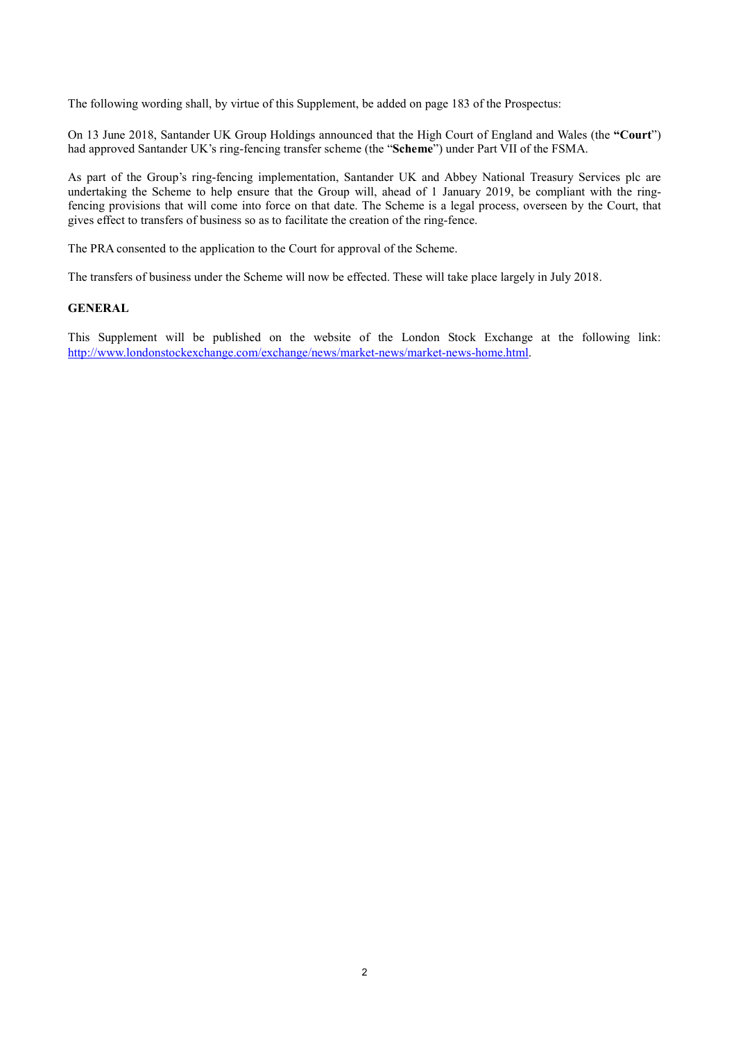The following wording shall, by virtue of this Supplement, be added on page 183 of the Prospectus:

On 13 June 2018, Santander UK Group Holdings announced that the High Court of England and Wales (the **"Court"**) had approved Santander UK's ring-fencing transfer scheme (the "**Scheme**") under Part VII of the FSMA.

As part of the Group's ring-fencing implementation, Santander UK and Abbey National Treasury Services plc are undertaking the Scheme to help ensure that the Group will, ahead of 1 January 2019, be compliant with the ring-fencing provisions that will come into force on that date. The Scheme is a legal process, overseen by the Court, that gives effect to transfers of business so as to facilitate the creation of the ring-fence.

The PRA consented to the application to the Court for approval of the Scheme.

The transfers of business under the Scheme will now be effected. These will take place largely in July 2018.

**GENERAL**

This Supplement will be published on the website of the London Stock Exchange at the following link: http://www.londonstockexchange.com/exchange/news/market-news/market-news-home.html.